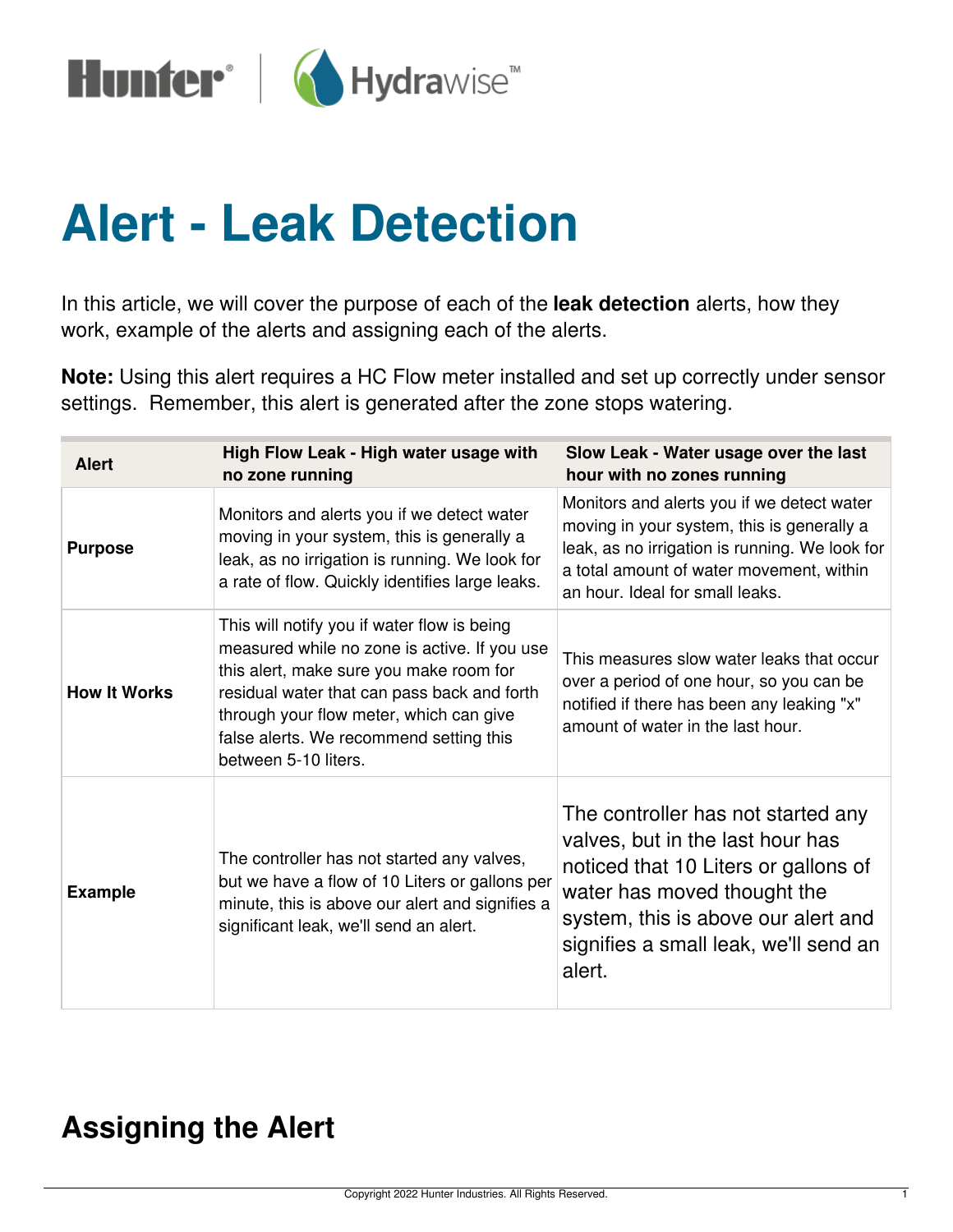# Alert - Leak Detection

In this article, we will cover the purpose of each of the **leak detection** alerts, how they work, example of the alerts and assigning each of the alerts.

**Note:** Using this alert requires a HC Flow meter installed and set up correctly under sensor settings. Remember, this alert is generated after the zone stops watering.

| Alert | High Flow Leak - High water usage with no zone running | Slow Leak - Water usage over the last hour with no zones running |
|---|---|---|
| **Purpose** | Monitors and alerts you if we detect water moving in your system, this is generally a leak, as no irrigation is running. We look for a rate of flow. Quickly identifies large leaks. | Monitors and alerts you if we detect water moving in your system, this is generally a leak, as no irrigation is running. We look for a total amount of water movement, within an hour. Ideal for small leaks. |
| **How It Works** | This will notify you if water flow is being measured while no zone is active. If you use this alert, make sure you make room for residual water that can pass back and forth through your flow meter, which can give false alerts. We recommend setting this between 5-10 liters. | This measures slow water leaks that occur over a period of one hour, so you can be notified if there has been any leaking "x" amount of water in the last hour. |
| **Example** | The controller has not started any valves, but we have a flow of 10 Liters or gallons per minute, this is above our alert and signifies a significant leak, we'll send an alert. | The controller has not started any valves, but in the last hour has noticed that 10 Liters or gallons of water has moved thought the system, this is above our alert and signifies a small leak, we'll send an alert. |

## Assigning the Alert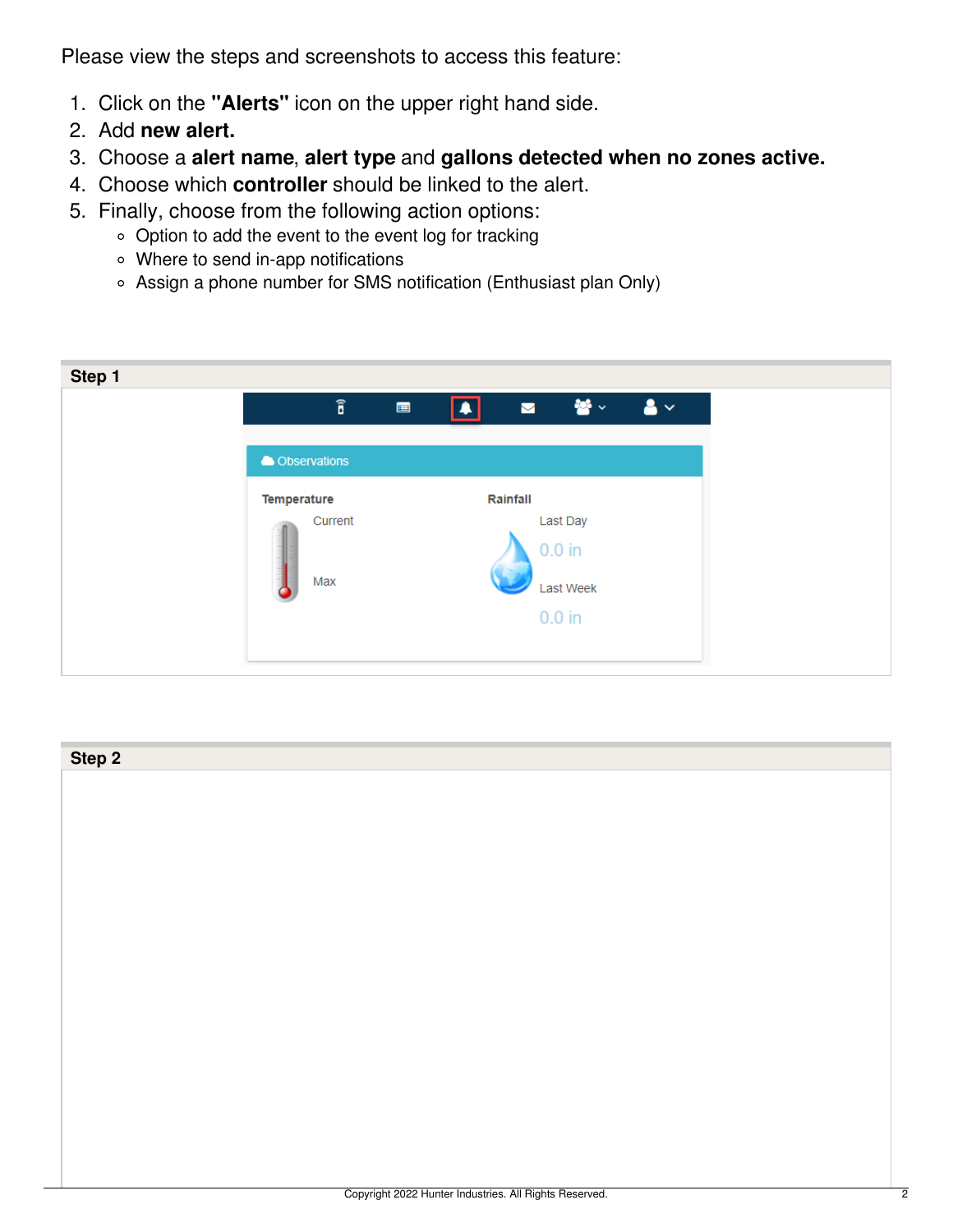Please view the steps and screenshots to access this feature:

1. Click on the **"Alerts"** icon on the upper right hand side.
2. Add **new alert.**
3. Choose a **alert name**, **alert type** and **gallons detected when no zones active.**
4. Choose which **controller** should be linked to the alert.
5. Finally, choose from the following action options:
   - Option to add the event to the event log for tracking
   - Where to send in-app notifications
   - Assign a phone number for SMS notification (Enthusiast plan Only)

**Step 1**

**Step 2**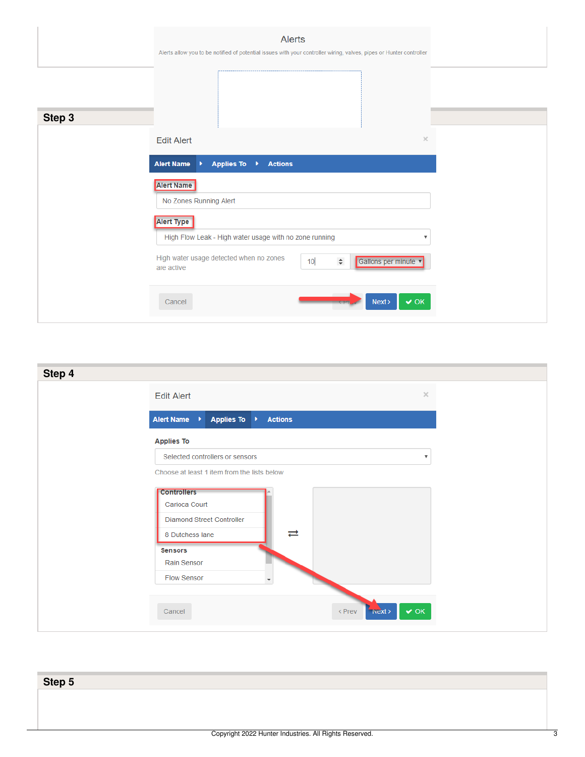Alerts

Alerts allow you to be notified of potential issues with your controller wiring, valves, pipes or Hunter controller

## Step 3

Edit Alert

Alert Name | Applies To | Actions

Alert Name

No Zones Running Alert

Alert Type

High Flow Leak - High water usage with no zone running

High water usage detected when no zones are active

10 Gallons per minute

Cancel | < Prev | Next > | OK

## Step 4

Edit Alert

Alert Name | Applies To | Actions

Applies To

Selected controllers or sensors

Choose at least 1 item from the lists below

**Controllers**
- Carioca Court
- Diamond Street Controller
- 8 Dutchess lane

**Sensors**
- Rain Sensor
- Flow Sensor

Cancel | < Prev | Next > | OK

## Step 5

Copyright 2022 Hunter Industries. All Rights Reserved.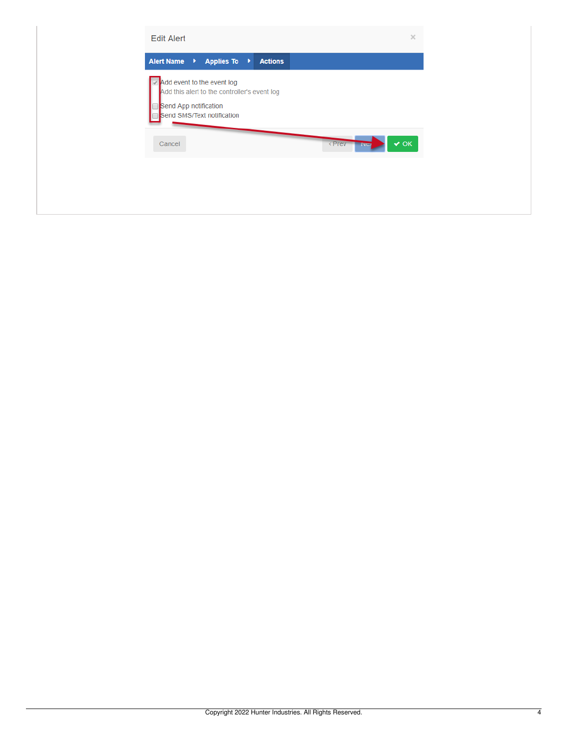Edit Alert

Alert Name ▸ Applies To ▸ Actions

- [x] Add event to the event log
  Add this alert to the controller's event log
- [ ] Send App notification
- [ ] Send SMS/Text notification

Cancel ‹ Prev Next ✔ OK